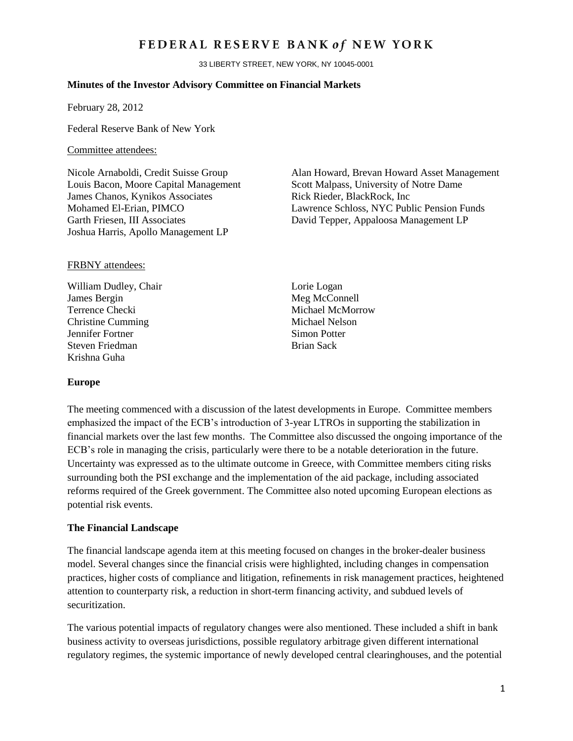# FEDERAL RESERVE BANK *of* NEW YORK

33 LIBERTY STREET, NEW YORK, NY 10045-0001

**Minutes of the Investor Advisory Committee on Financial Markets**

February 28, 2012

Federal Reserve Bank of New York

Committee attendees:

Nicole Arnaboldi, Credit Suisse Group
Louis Bacon, Moore Capital Management
James Chanos, Kynikos Associates
Mohamed El-Erian, PIMCO
Garth Friesen, III Associates
Joshua Harris, Apollo Management LP
Alan Howard, Brevan Howard Asset Management
Scott Malpass, University of Notre Dame
Rick Rieder, BlackRock, Inc
Lawrence Schloss, NYC Public Pension Funds
David Tepper, Appaloosa Management LP

FRBNY attendees:

William Dudley, Chair
James Bergin
Terrence Checki
Christine Cumming
Jennifer Fortner
Steven Friedman
Krishna Guha
Lorie Logan
Meg McConnell
Michael McMorrow
Michael Nelson
Simon Potter
Brian Sack

**Europe**

The meeting commenced with a discussion of the latest developments in Europe. Committee members emphasized the impact of the ECB's introduction of 3-year LTROs in supporting the stabilization in financial markets over the last few months. The Committee also discussed the ongoing importance of the ECB's role in managing the crisis, particularly were there to be a notable deterioration in the future. Uncertainty was expressed as to the ultimate outcome in Greece, with Committee members citing risks surrounding both the PSI exchange and the implementation of the aid package, including associated reforms required of the Greek government. The Committee also noted upcoming European elections as potential risk events.

**The Financial Landscape**

The financial landscape agenda item at this meeting focused on changes in the broker-dealer business model. Several changes since the financial crisis were highlighted, including changes in compensation practices, higher costs of compliance and litigation, refinements in risk management practices, heightened attention to counterparty risk, a reduction in short-term financing activity, and subdued levels of securitization.

The various potential impacts of regulatory changes were also mentioned. These included a shift in bank business activity to overseas jurisdictions, possible regulatory arbitrage given different international regulatory regimes, the systemic importance of newly developed central clearinghouses, and the potential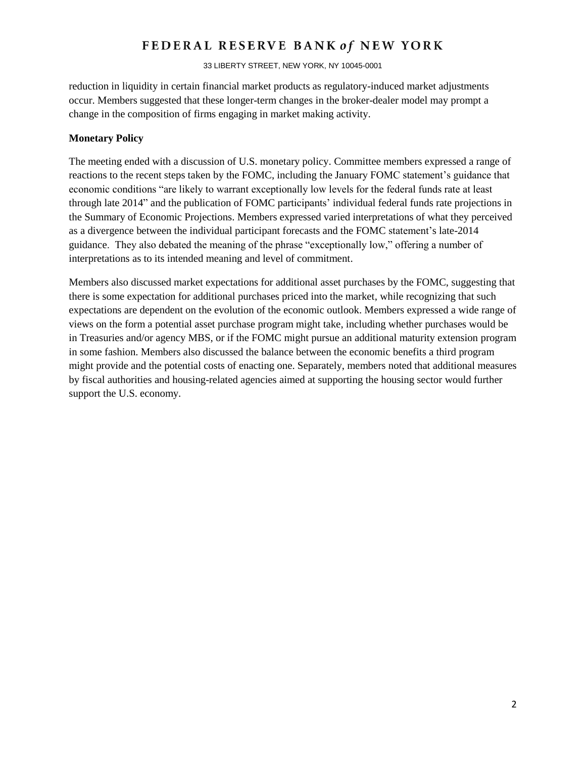reduction in liquidity in certain financial market products as regulatory-induced market adjustments occur. Members suggested that these longer-term changes in the broker-dealer model may prompt a change in the composition of firms engaging in market making activity.

**Monetary Policy**

The meeting ended with a discussion of U.S. monetary policy. Committee members expressed a range of reactions to the recent steps taken by the FOMC, including the January FOMC statement's guidance that economic conditions "are likely to warrant exceptionally low levels for the federal funds rate at least through late 2014" and the publication of FOMC participants' individual federal funds rate projections in the Summary of Economic Projections. Members expressed varied interpretations of what they perceived as a divergence between the individual participant forecasts and the FOMC statement's late-2014 guidance. They also debated the meaning of the phrase "exceptionally low," offering a number of interpretations as to its intended meaning and level of commitment.

Members also discussed market expectations for additional asset purchases by the FOMC, suggesting that there is some expectation for additional purchases priced into the market, while recognizing that such expectations are dependent on the evolution of the economic outlook. Members expressed a wide range of views on the form a potential asset purchase program might take, including whether purchases would be in Treasuries and/or agency MBS, or if the FOMC might pursue an additional maturity extension program in some fashion. Members also discussed the balance between the economic benefits a third program might provide and the potential costs of enacting one. Separately, members noted that additional measures by fiscal authorities and housing-related agencies aimed at supporting the housing sector would further support the U.S. economy.